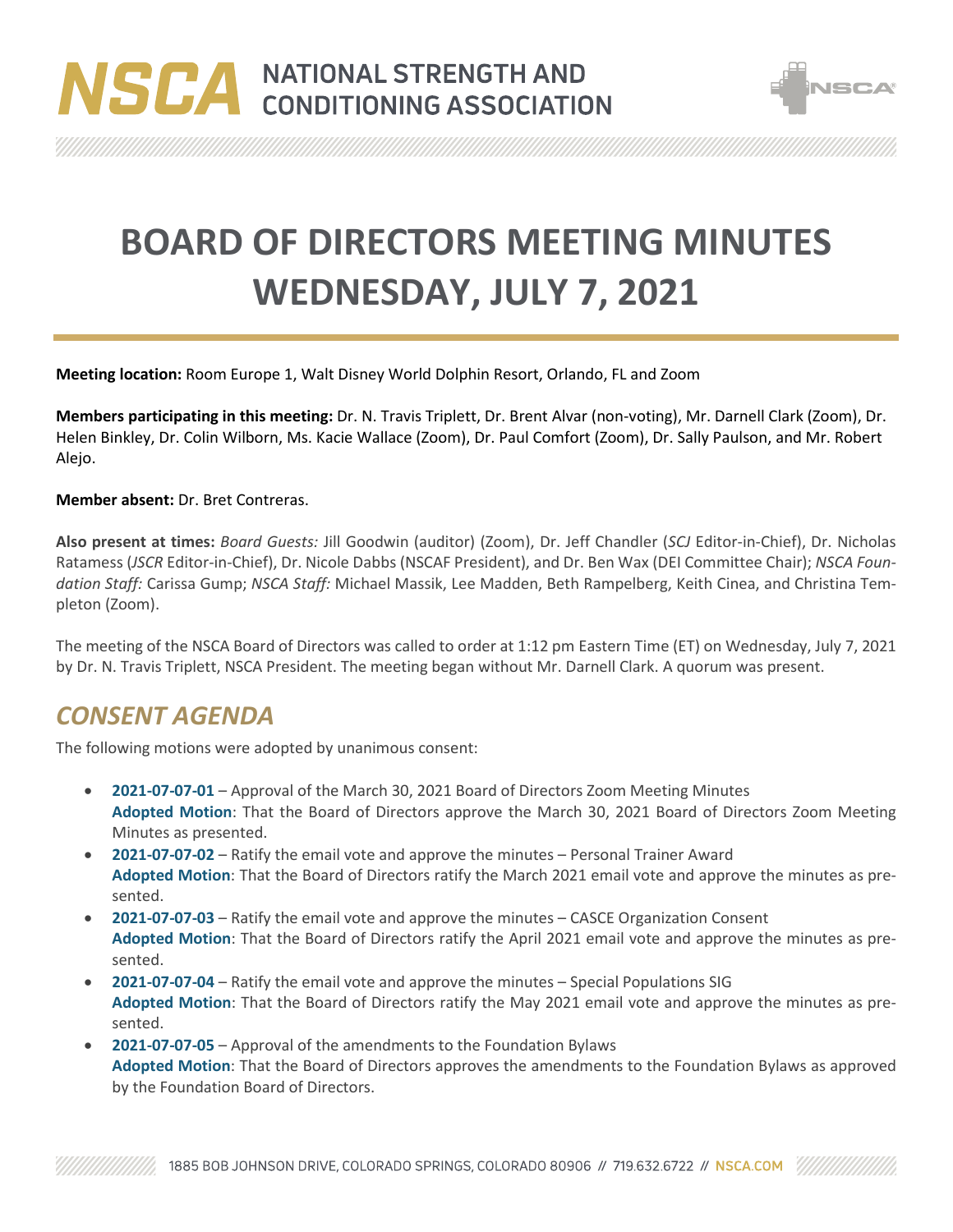# BOARD OF DIRECTORS MEETING MINUTES WEDNESDAY, JULY 7, 2021

**Meeting location:** Room Europe 1, Walt Disney World Dolphin Resort, Orlando, FL and Zoom

**Members participating in this meeting:** Dr. N. Travis Triplett, Dr. Brent Alvar (non-voting), Mr. Darnell Clark (Zoom), Dr. Helen Binkley, Dr. Colin Wilborn, Ms. Kacie Wallace (Zoom), Dr. Paul Comfort (Zoom), Dr. Sally Paulson, and Mr. Robert Alejo.

**Member absent:** Dr. Bret Contreras.

**Also present at times:** *Board Guests:* Jill Goodwin (auditor) (Zoom), Dr. Jeff Chandler (*SCJ* Editor-in-Chief), Dr. Nicholas Ratamess (*JSCR* Editor-in-Chief), Dr. Nicole Dabbs (NSCAF President), and Dr. Ben Wax (DEI Committee Chair); *NSCA Foundation Staff:* Carissa Gump; *NSCA Staff:* Michael Massik, Lee Madden, Beth Rampelberg, Keith Cinea, and Christina Templeton (Zoom).

The meeting of the NSCA Board of Directors was called to order at 1:12 pm Eastern Time (ET) on Wednesday, July 7, 2021 by Dr. N. Travis Triplett, NSCA President. The meeting began without Mr. Darnell Clark. A quorum was present.

## *CONSENT AGENDA*

The following motions were adopted by unanimous consent:

- **2021-07-07-01** – Approval of the March 30, 2021 Board of Directors Zoom Meeting Minutes
  **Adopted Motion**: That the Board of Directors approve the March 30, 2021 Board of Directors Zoom Meeting Minutes as presented.
- **2021-07-07-02** – Ratify the email vote and approve the minutes – Personal Trainer Award
  **Adopted Motion**: That the Board of Directors ratify the March 2021 email vote and approve the minutes as presented.
- **2021-07-07-03** – Ratify the email vote and approve the minutes – CASCE Organization Consent
  **Adopted Motion**: That the Board of Directors ratify the April 2021 email vote and approve the minutes as presented.
- **2021-07-07-04** – Ratify the email vote and approve the minutes – Special Populations SIG
  **Adopted Motion**: That the Board of Directors ratify the May 2021 email vote and approve the minutes as presented.
- **2021-07-07-05** – Approval of the amendments to the Foundation Bylaws
  **Adopted Motion**: That the Board of Directors approves the amendments to the Foundation Bylaws as approved by the Foundation Board of Directors.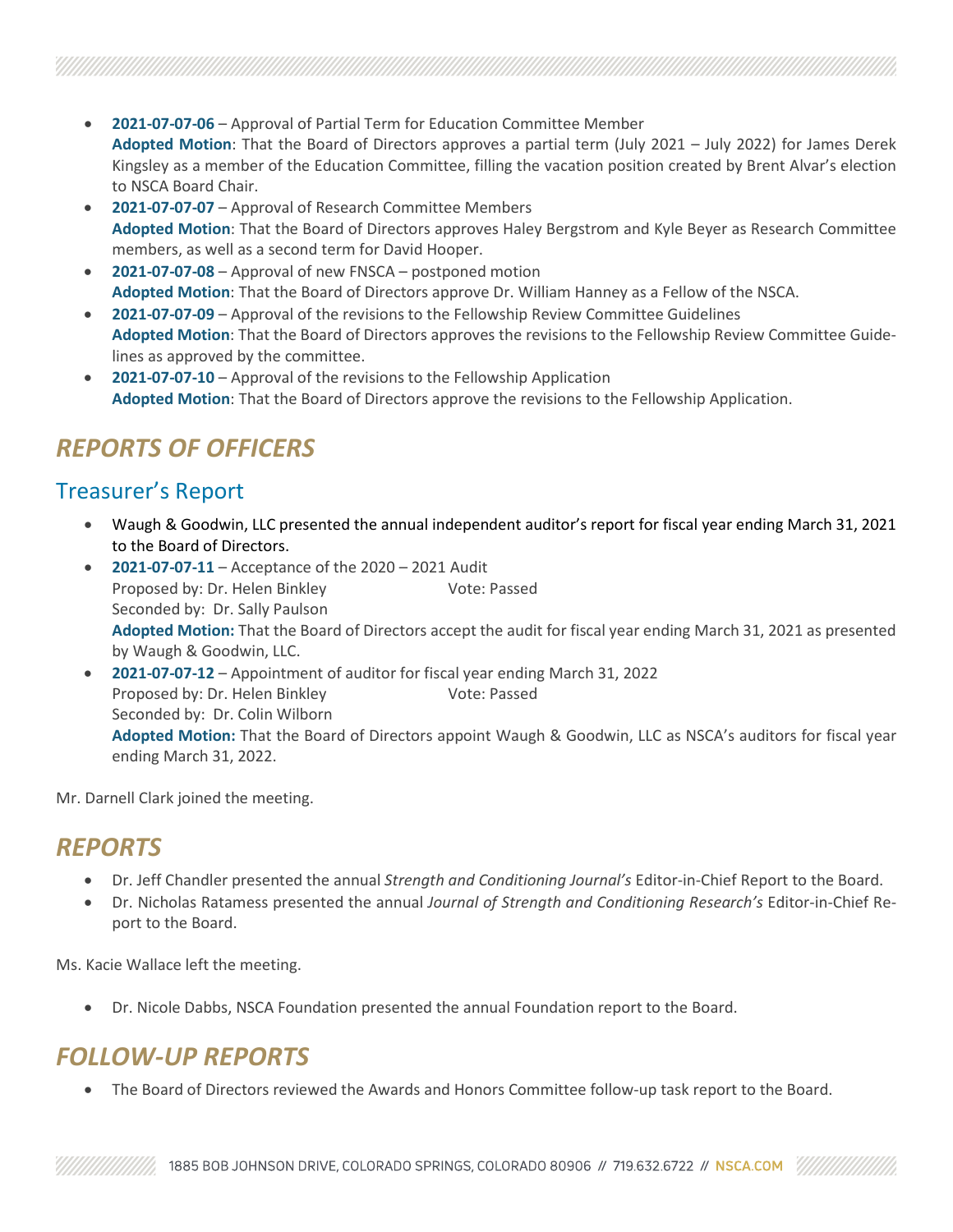- **2021-07-07-06** – Approval of Partial Term for Education Committee Member
  **Adopted Motion**: That the Board of Directors approves a partial term (July 2021 – July 2022) for James Derek Kingsley as a member of the Education Committee, filling the vacation position created by Brent Alvar's election to NSCA Board Chair.
- **2021-07-07-07** – Approval of Research Committee Members
  **Adopted Motion**: That the Board of Directors approves Haley Bergstrom and Kyle Beyer as Research Committee members, as well as a second term for David Hooper.
- **2021-07-07-08** – Approval of new FNSCA – postponed motion
  **Adopted Motion**: That the Board of Directors approve Dr. William Hanney as a Fellow of the NSCA.
- **2021-07-07-09** – Approval of the revisions to the Fellowship Review Committee Guidelines
  **Adopted Motion**: That the Board of Directors approves the revisions to the Fellowship Review Committee Guidelines as approved by the committee.
- **2021-07-07-10** – Approval of the revisions to the Fellowship Application
  **Adopted Motion**: That the Board of Directors approve the revisions to the Fellowship Application.

# *REPORTS OF OFFICERS*

## Treasurer's Report

- Waugh & Goodwin, LLC presented the annual independent auditor's report for fiscal year ending March 31, 2021 to the Board of Directors.
- **2021-07-07-11** – Acceptance of the 2020 – 2021 Audit
  Proposed by: Dr. Helen Binkley    Vote: Passed
  Seconded by: Dr. Sally Paulson
  **Adopted Motion:** That the Board of Directors accept the audit for fiscal year ending March 31, 2021 as presented by Waugh & Goodwin, LLC.
- **2021-07-07-12** – Appointment of auditor for fiscal year ending March 31, 2022
  Proposed by: Dr. Helen Binkley    Vote: Passed
  Seconded by: Dr. Colin Wilborn
  **Adopted Motion:** That the Board of Directors appoint Waugh & Goodwin, LLC as NSCA's auditors for fiscal year ending March 31, 2022.

Mr. Darnell Clark joined the meeting.

# *REPORTS*

- Dr. Jeff Chandler presented the annual *Strength and Conditioning Journal's* Editor-in-Chief Report to the Board.
- Dr. Nicholas Ratamess presented the annual *Journal of Strength and Conditioning Research's* Editor-in-Chief Report to the Board.

Ms. Kacie Wallace left the meeting.

- Dr. Nicole Dabbs, NSCA Foundation presented the annual Foundation report to the Board.

# *FOLLOW-UP REPORTS*

- The Board of Directors reviewed the Awards and Honors Committee follow-up task report to the Board.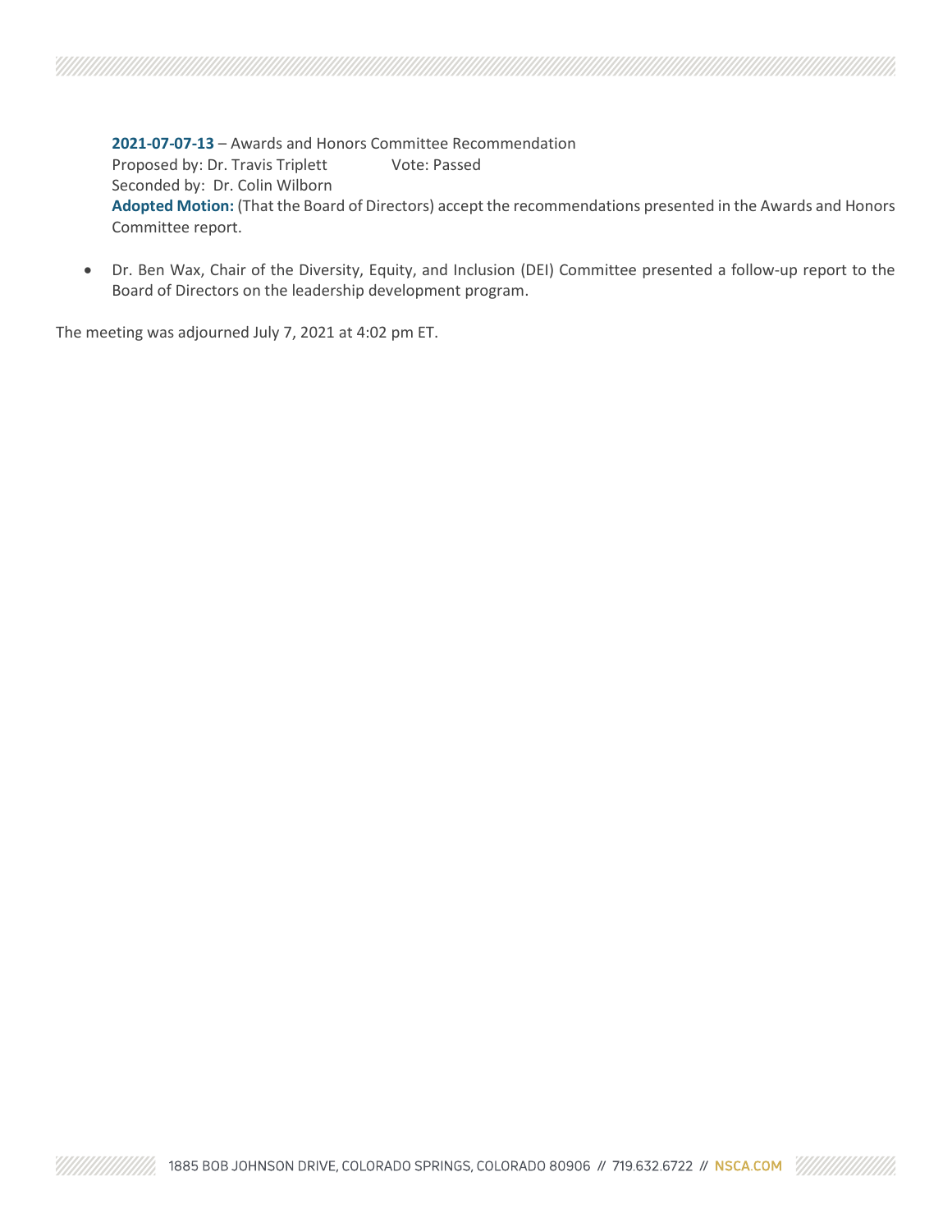**2021-07-07-13** – Awards and Honors Committee Recommendation
Proposed by: Dr. Travis Triplett    Vote: Passed
Seconded by: Dr. Colin Wilborn
**Adopted Motion:** (That the Board of Directors) accept the recommendations presented in the Awards and Honors Committee report.

- Dr. Ben Wax, Chair of the Diversity, Equity, and Inclusion (DEI) Committee presented a follow-up report to the Board of Directors on the leadership development program.

The meeting was adjourned July 7, 2021 at 4:02 pm ET.